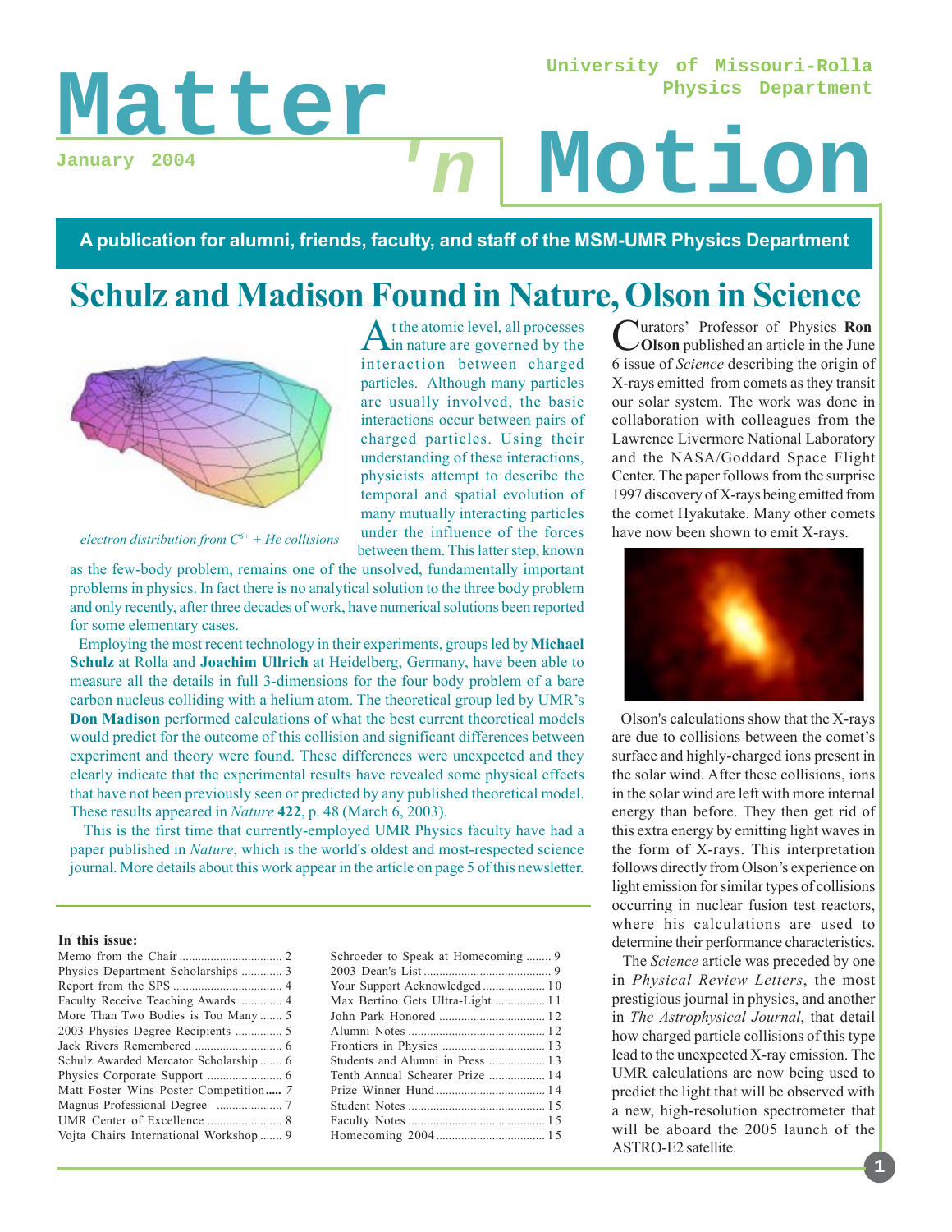# Matter 'n Motion

University of Missouri-Rolla
Physics Department

January 2004

**A publication for alumni, friends, faculty, and staff of the MSM-UMR Physics Department**

## Schulz and Madison Found in Nature, Olson in Science

*electron distribution from $C^{6+}$ + He collisions*

At the atomic level, all processes in nature are governed by the interaction between charged particles. Although many particles are usually involved, the basic interactions occur between pairs of charged particles. Using their understanding of these interactions, physicists attempt to describe the temporal and spatial evolution of many mutually interacting particles under the influence of the forces between them. This latter step, known as the few-body problem, remains one of the unsolved, fundamentally important problems in physics. In fact there is no analytical solution to the three body problem and only recently, after three decades of work, have numerical solutions been reported for some elementary cases.

Employing the most recent technology in their experiments, groups led by **Michael Schulz** at Rolla and **Joachim Ullrich** at Heidelberg, Germany, have been able to measure all the details in full 3-dimensions for the four body problem of a bare carbon nucleus colliding with a helium atom. The theoretical group led by UMR's **Don Madison** performed calculations of what the best current theoretical models would predict for the outcome of this collision and significant differences between experiment and theory were found. These differences were unexpected and they clearly indicate that the experimental results have revealed some physical effects that have not been previously seen or predicted by any published theoretical model. These results appeared in *Nature* **422**, p. 48 (March 6, 2003).

This is the first time that currently-employed UMR Physics faculty have had a paper published in *Nature*, which is the world's oldest and most-respected science journal. More details about this work appear in the article on page 5 of this newsletter.

Curators' Professor of Physics **Ron Olson** published an article in the June 6 issue of *Science* describing the origin of X-rays emitted from comets as they transit our solar system. The work was done in collaboration with colleagues from the Lawrence Livermore National Laboratory and the NASA/Goddard Space Flight Center. The paper follows from the surprise 1997 discovery of X-rays being emitted from the comet Hyakutake. Many other comets have now been shown to emit X-rays.

Olson's calculations show that the X-rays are due to collisions between the comet's surface and highly-charged ions present in the solar wind. After these collisions, ions in the solar wind are left with more internal energy than before. They then get rid of this extra energy by emitting light waves in the form of X-rays. This interpretation follows directly from Olson's experience on light emission for similar types of collisions occurring in nuclear fusion test reactors, where his calculations are used to determine their performance characteristics.

The *Science* article was preceded by one in *Physical Review Letters*, the most prestigious journal in physics, and another in *The Astrophysical Journal*, that detail how charged particle collisions of this type lead to the unexpected X-ray emission. The UMR calculations are now being used to predict the light that will be observed with a new, high-resolution spectrometer that will be aboard the 2005 launch of the ASTRO-E2 satellite.

**In this issue:**

- Memo from the Chair .......... 2
- Physics Department Scholarships .......... 3
- Report from the SPS .......... 4
- Faculty Receive Teaching Awards .......... 4
- More Than Two Bodies is Too Many .......... 5
- 2003 Physics Degree Recipients .......... 5
- Jack Rivers Remembered .......... 6
- Schulz Awarded Mercator Scholarship .......... 6
- Physics Corporate Support .......... 6
- Matt Foster Wins Poster Competition .......... 7
- Magnus Professional Degree .......... 7
- UMR Center of Excellence .......... 8
- Vojta Chairs International Workshop .......... 9
- Schroeder to Speak at Homecoming .......... 9
- 2003 Dean's List .......... 9
- Your Support Acknowledged .......... 10
- Max Bertino Gets Ultra-Light .......... 11
- John Park Honored .......... 12
- Alumni Notes .......... 12
- Frontiers in Physics .......... 13
- Students and Alumni in Press .......... 13
- Tenth Annual Schearer Prize .......... 14
- Prize Winner Hund .......... 14
- Student Notes .......... 15
- Faculty Notes .......... 15
- Homecoming 2004 .......... 15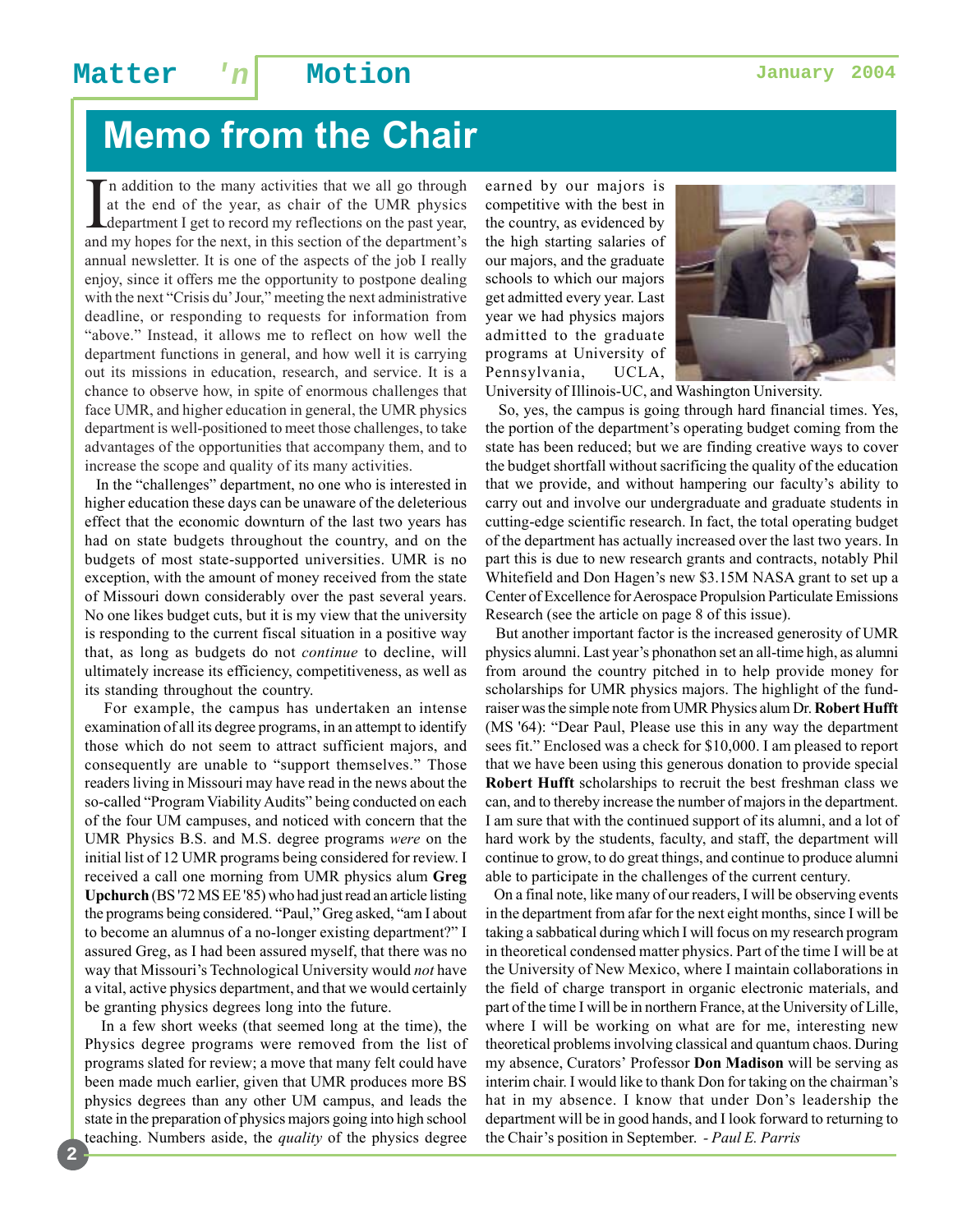# Memo from the Chair

In addition to the many activities that we all go through at the end of the year, as chair of the UMR physics department I get to record my reflections on the past year, and my hopes for the next, in this section of the department's annual newsletter. It is one of the aspects of the job I really enjoy, since it offers me the opportunity to postpone dealing with the next "Crisis du' Jour," meeting the next administrative deadline, or responding to requests for information from "above." Instead, it allows me to reflect on how well the department functions in general, and how well it is carrying out its missions in education, research, and service. It is a chance to observe how, in spite of enormous challenges that face UMR, and higher education in general, the UMR physics department is well-positioned to meet those challenges, to take advantages of the opportunities that accompany them, and to increase the scope and quality of its many activities.

In the "challenges" department, no one who is interested in higher education these days can be unaware of the deleterious effect that the economic downturn of the last two years has had on state budgets throughout the country, and on the budgets of most state-supported universities. UMR is no exception, with the amount of money received from the state of Missouri down considerably over the past several years. No one likes budget cuts, but it is my view that the university is responding to the current fiscal situation in a positive way that, as long as budgets do not *continue* to decline, will ultimately increase its efficiency, competitiveness, as well as its standing throughout the country.

For example, the campus has undertaken an intense examination of all its degree programs, in an attempt to identify those which do not seem to attract sufficient majors, and consequently are unable to "support themselves." Those readers living in Missouri may have read in the news about the so-called "Program Viability Audits" being conducted on each of the four UM campuses, and noticed with concern that the UMR Physics B.S. and M.S. degree programs *were* on the initial list of 12 UMR programs being considered for review. I received a call one morning from UMR physics alum **Greg Upchurch** (BS '72 MS EE '85) who had just read an article listing the programs being considered. "Paul," Greg asked, "am I about to become an alumnus of a no-longer existing department?" I assured Greg, as I had been assured myself, that there was no way that Missouri's Technological University would *not* have a vital, active physics department, and that we would certainly be granting physics degrees long into the future.

In a few short weeks (that seemed long at the time), the Physics degree programs were removed from the list of programs slated for review; a move that many felt could have been made much earlier, given that UMR produces more BS physics degrees than any other UM campus, and leads the state in the preparation of physics majors going into high school teaching. Numbers aside, the *quality* of the physics degree earned by our majors is competitive with the best in the country, as evidenced by the high starting salaries of our majors, and the graduate schools to which our majors get admitted every year. Last year we had physics majors admitted to the graduate programs at University of Pennsylvania, UCLA, University of Illinois-UC, and Washington University.

So, yes, the campus is going through hard financial times. Yes, the portion of the department's operating budget coming from the state has been reduced; but we are finding creative ways to cover the budget shortfall without sacrificing the quality of the education that we provide, and without hampering our faculty's ability to carry out and involve our undergraduate and graduate students in cutting-edge scientific research. In fact, the total operating budget of the department has actually increased over the last two years. In part this is due to new research grants and contracts, notably Phil Whitefield and Don Hagen's new $3.15M NASA grant to set up a Center of Excellence for Aerospace Propulsion Particulate Emissions Research (see the article on page 8 of this issue).

But another important factor is the increased generosity of UMR physics alumni. Last year's phonathon set an all-time high, as alumni from around the country pitched in to help provide money for scholarships for UMR physics majors. The highlight of the fund-raiser was the simple note from UMR Physics alum Dr. **Robert Hufft** (MS '64): "Dear Paul, Please use this in any way the department sees fit." Enclosed was a check for $10,000. I am pleased to report that we have been using this generous donation to provide special **Robert Hufft** scholarships to recruit the best freshman class we can, and to thereby increase the number of majors in the department. I am sure that with the continued support of its alumni, and a lot of hard work by the students, faculty, and staff, the department will continue to grow, to do great things, and continue to produce alumni able to participate in the challenges of the current century.

On a final note, like many of our readers, I will be observing events in the department from afar for the next eight months, since I will be taking a sabbatical during which I will focus on my research program in theoretical condensed matter physics. Part of the time I will be at the University of New Mexico, where I maintain collaborations in the field of charge transport in organic electronic materials, and part of the time I will be in northern France, at the University of Lille, where I will be working on what are for me, interesting new theoretical problems involving classical and quantum chaos. During my absence, Curators' Professor **Don Madison** will be serving as interim chair. I would like to thank Don for taking on the chairman's hat in my absence. I know that under Don's leadership the department will be in good hands, and I look forward to returning to the Chair's position in September. *- Paul E. Parris*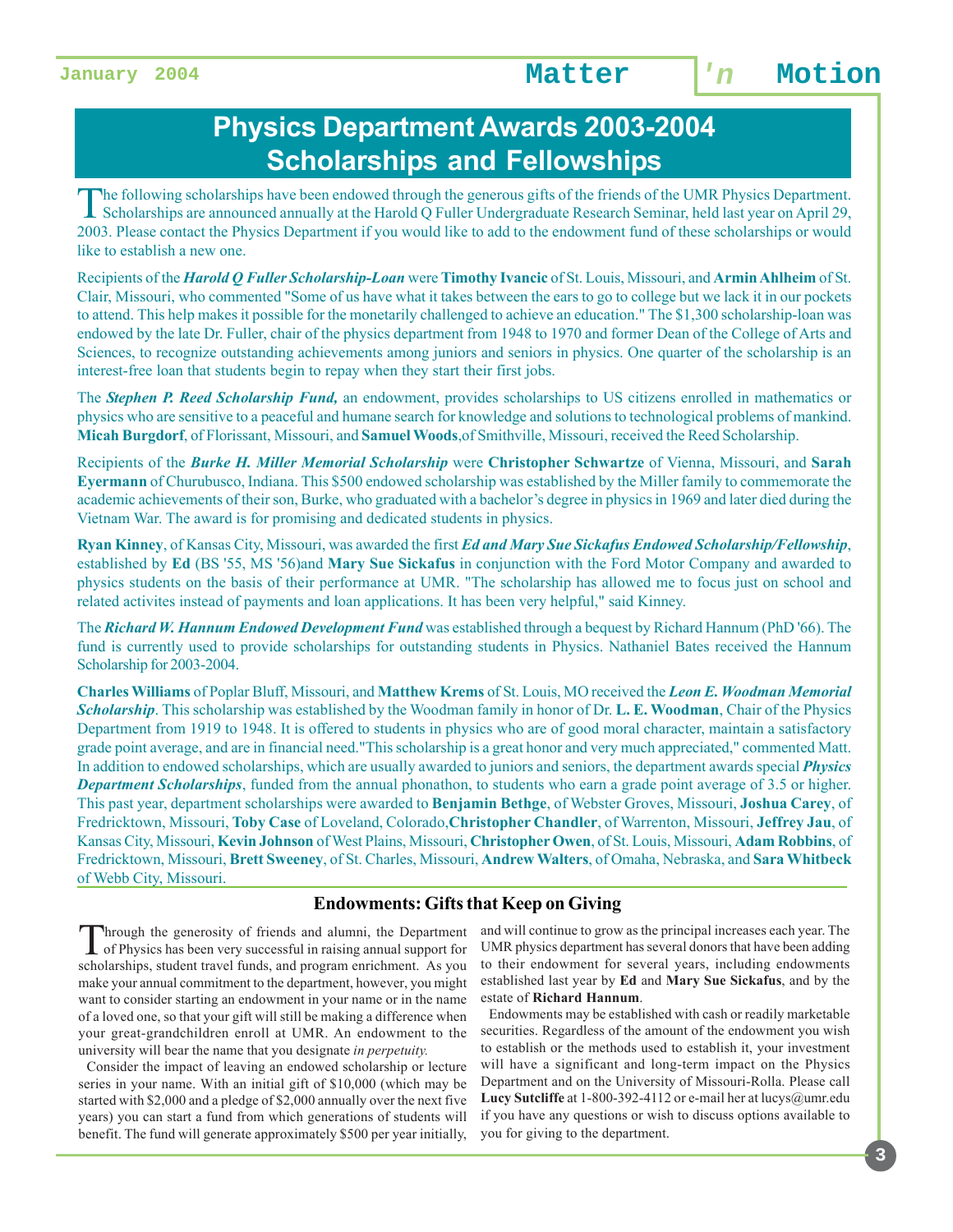# Physics Department Awards 2003-2004 Scholarships and Fellowships

The following scholarships have been endowed through the generous gifts of the friends of the UMR Physics Department. Scholarships are announced annually at the Harold Q Fuller Undergraduate Research Seminar, held last year on April 29, 2003. Please contact the Physics Department if you would like to add to the endowment fund of these scholarships or would like to establish a new one.

Recipients of the ***Harold Q Fuller Scholarship-Loan*** were **Timothy Ivancic** of St. Louis, Missouri, and **Armin Ahlheim** of St. Clair, Missouri, who commented "Some of us have what it takes between the ears to go to college but we lack it in our pockets to attend. This help makes it possible for the monetarily challenged to achieve an education." The $1,300 scholarship-loan was endowed by the late Dr. Fuller, chair of the physics department from 1948 to 1970 and former Dean of the College of Arts and Sciences, to recognize outstanding achievements among juniors and seniors in physics. One quarter of the scholarship is an interest-free loan that students begin to repay when they start their first jobs.

The ***Stephen P. Reed Scholarship Fund,*** an endowment, provides scholarships to US citizens enrolled in mathematics or physics who are sensitive to a peaceful and humane search for knowledge and solutions to technological problems of mankind. **Micah Burgdorf**, of Florissant, Missouri, and **Samuel Woods**,of Smithville, Missouri, received the Reed Scholarship.

Recipients of the ***Burke H. Miller Memorial Scholarship*** were **Christopher Schwartze** of Vienna, Missouri, and **Sarah Eyermann** of Churubusco, Indiana. This $500 endowed scholarship was established by the Miller family to commemorate the academic achievements of their son, Burke, who graduated with a bachelor's degree in physics in 1969 and later died during the Vietnam War. The award is for promising and dedicated students in physics.

**Ryan Kinney**, of Kansas City, Missouri, was awarded the first ***Ed and Mary Sue Sickafus Endowed Scholarship/Fellowship***, established by **Ed** (BS '55, MS '56)and **Mary Sue Sickafus** in conjunction with the Ford Motor Company and awarded to physics students on the basis of their performance at UMR. "The scholarship has allowed me to focus just on school and related activites instead of payments and loan applications. It has been very helpful," said Kinney.

The ***Richard W. Hannum Endowed Development Fund*** was established through a bequest by Richard Hannum (PhD '66). The fund is currently used to provide scholarships for outstanding students in Physics. Nathaniel Bates received the Hannum Scholarship for 2003-2004.

**Charles Williams** of Poplar Bluff, Missouri, and **Matthew Krems** of St. Louis, MO received the ***Leon E. Woodman Memorial Scholarship***. This scholarship was established by the Woodman family in honor of Dr. **L. E. Woodman**, Chair of the Physics Department from 1919 to 1948. It is offered to students in physics who are of good moral character, maintain a satisfactory grade point average, and are in financial need."This scholarship is a great honor and very much appreciated," commented Matt. In addition to endowed scholarships, which are usually awarded to juniors and seniors, the department awards special ***Physics Department Scholarships***, funded from the annual phonathon, to students who earn a grade point average of 3.5 or higher. This past year, department scholarships were awarded to **Benjamin Bethge**, of Webster Groves, Missouri, **Joshua Carey**, of Fredricktown, Missouri, **Toby Case** of Loveland, Colorado,**Christopher Chandler**, of Warrenton, Missouri, **Jeffrey Jau**, of Kansas City, Missouri, **Kevin Johnson** of West Plains, Missouri, **Christopher Owen**, of St. Louis, Missouri, **Adam Robbins**, of Fredricktown, Missouri, **Brett Sweeney**, of St. Charles, Missouri, **Andrew Walters**, of Omaha, Nebraska, and **Sara Whitbeck** of Webb City, Missouri.

## Endowments: Gifts that Keep on Giving

Through the generosity of friends and alumni, the Department of Physics has been very successful in raising annual support for scholarships, student travel funds, and program enrichment. As you make your annual commitment to the department, however, you might want to consider starting an endowment in your name or in the name of a loved one, so that your gift will still be making a difference when your great-grandchildren enroll at UMR. An endowment to the university will bear the name that you designate *in perpetuity.*

Consider the impact of leaving an endowed scholarship or lecture series in your name. With an initial gift of $10,000 (which may be started with $2,000 and a pledge of $2,000 annually over the next five years) you can start a fund from which generations of students will benefit. The fund will generate approximately $500 per year initially, and will continue to grow as the principal increases each year. The UMR physics department has several donors that have been adding to their endowment for several years, including endowments established last year by **Ed** and **Mary Sue Sickafus**, and by the estate of **Richard Hannum**.

Endowments may be established with cash or readily marketable securities. Regardless of the amount of the endowment you wish to establish or the methods used to establish it, your investment will have a significant and long-term impact on the Physics Department and on the University of Missouri-Rolla. Please call **Lucy Sutcliffe** at 1-800-392-4112 or e-mail her at lucys@umr.edu if you have any questions or wish to discuss options available to you for giving to the department.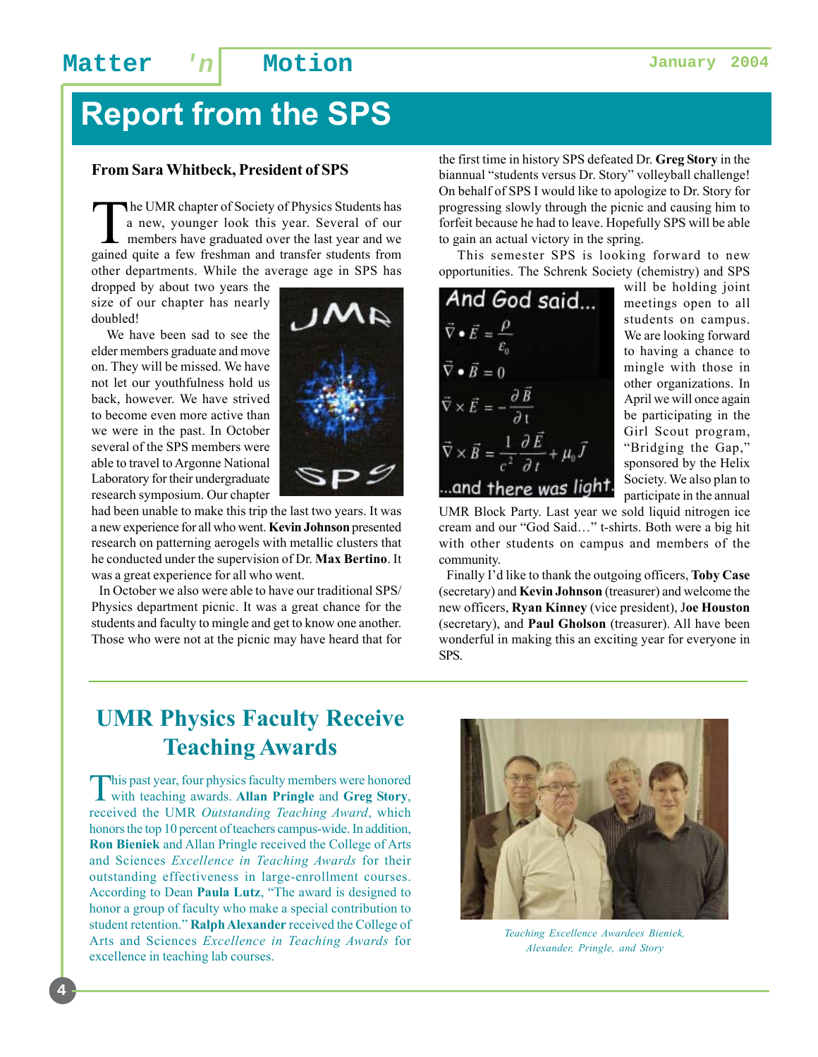# Report from the SPS

### From Sara Whitbeck, President of SPS

The UMR chapter of Society of Physics Students has a new, younger look this year. Several of our members have graduated over the last year and we gained quite a few freshman and transfer students from other departments. While the average age in SPS has dropped by about two years the size of our chapter has nearly doubled!

We have been sad to see the elder members graduate and move on. They will be missed. We have not let our youthfulness hold us back, however. We have strived to become even more active than we were in the past. In October several of the SPS members were able to travel to Argonne National Laboratory for their undergraduate research symposium. Our chapter had been unable to make this trip the last two years. It was a new experience for all who went. **Kevin Johnson** presented research on patterning aerogels with metallic clusters that he conducted under the supervision of Dr. **Max Bertino**. It was a great experience for all who went.

In October we also were able to have our traditional SPS/ Physics department picnic. It was a great chance for the students and faculty to mingle and get to know one another. Those who were not at the picnic may have heard that for the first time in history SPS defeated Dr. **Greg Story** in the biannual "students versus Dr. Story" volleyball challenge! On behalf of SPS I would like to apologize to Dr. Story for progressing slowly through the picnic and causing him to forfeit because he had to leave. Hopefully SPS will be able to gain an actual victory in the spring.

This semester SPS is looking forward to new opportunities. The Schrenk Society (chemistry) and SPS will be holding joint meetings open to all students on campus. We are looking forward to having a chance to mingle with those in other organizations. In April we will once again be participating in the Girl Scout program, "Bridging the Gap," sponsored by the Helix Society. We also plan to participate in the annual UMR Block Party. Last year we sold liquid nitrogen ice cream and our "God Said…" t-shirts. Both were a big hit with other students on campus and members of the community.

Finally I'd like to thank the outgoing officers, **Toby Case** (secretary) and **Kevin Johnson** (treasurer) and welcome the new officers, **Ryan Kinney** (vice president), **Joe Houston** (secretary), and **Paul Gholson** (treasurer). All have been wonderful in making this an exciting year for everyone in SPS.

## UMR Physics Faculty Receive Teaching Awards

This past year, four physics faculty members were honored with teaching awards. **Allan Pringle** and **Greg Story**, received the UMR *Outstanding Teaching Award*, which honors the top 10 percent of teachers campus-wide. In addition, **Ron Bieniek** and Allan Pringle received the College of Arts and Sciences *Excellence in Teaching Awards* for their outstanding effectiveness in large-enrollment courses. According to Dean **Paula Lutz**, "The award is designed to honor a group of faculty who make a special contribution to student retention." **Ralph Alexander** received the College of Arts and Sciences *Excellence in Teaching Awards* for excellence in teaching lab courses.

*Teaching Excellence Awardees Bieniek, Alexander, Pringle, and Story*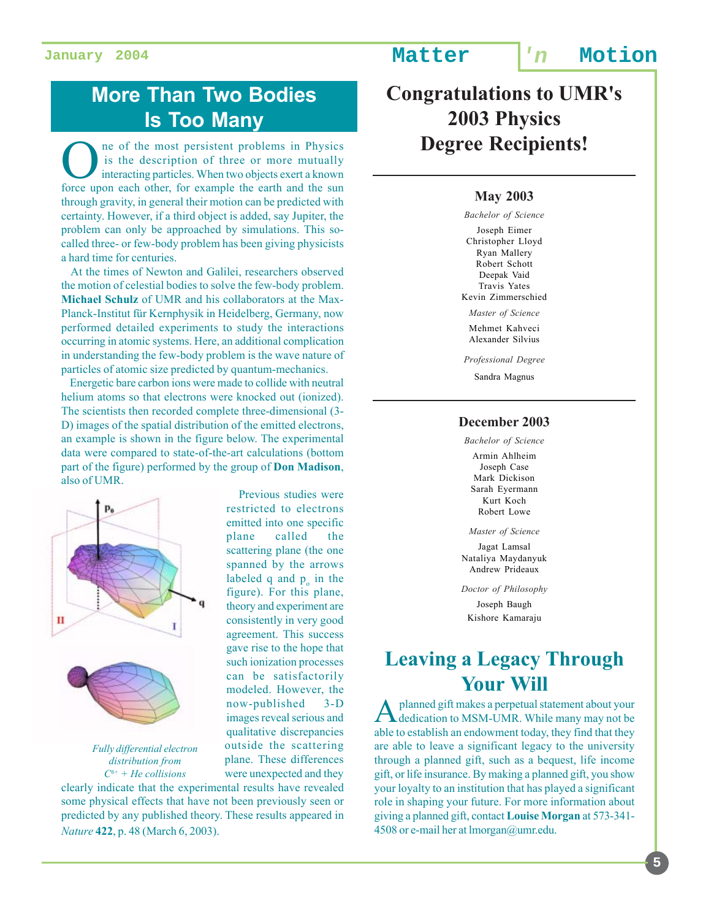## More Than Two Bodies Is Too Many

One of the most persistent problems in Physics is the description of three or more mutually interacting particles. When two objects exert a known force upon each other, for example the earth and the sun through gravity, in general their motion can be predicted with certainty. However, if a third object is added, say Jupiter, the problem can only be approached by simulations. This so-called three- or few-body problem has been giving physicists a hard time for centuries.

At the times of Newton and Galilei, researchers observed the motion of celestial bodies to solve the few-body problem. **Michael Schulz** of UMR and his collaborators at the Max-Planck-Institut für Kernphysik in Heidelberg, Germany, now performed detailed experiments to study the interactions occurring in atomic systems. Here, an additional complication in understanding the few-body problem is the wave nature of particles of atomic size predicted by quantum-mechanics.

Energetic bare carbon ions were made to collide with neutral helium atoms so that electrons were knocked out (ionized). The scientists then recorded complete three-dimensional (3-D) images of the spatial distribution of the emitted electrons, an example is shown in the figure below. The experimental data were compared to state-of-the-art calculations (bottom part of the figure) performed by the group of **Don Madison**, also of UMR.

*Fully differential electron distribution from $C^{6+}$ + He collisions*

Previous studies were restricted to electrons emitted into one specific plane called the scattering plane (the one spanned by the arrows labeled q and $p_o$ in the figure). For this plane, theory and experiment are consistently in very good agreement. This success gave rise to the hope that such ionization processes can be satisfactorily modeled. However, the now-published 3-D images reveal serious and qualitative discrepancies outside the scattering plane. These differences were unexpected and they clearly indicate that the experimental results have revealed some physical effects that have not been previously seen or predicted by any published theory. These results appeared in *Nature* **422**, p. 48 (March 6, 2003).

## Congratulations to UMR's 2003 Physics Degree Recipients!

### May 2003

*Bachelor of Science*

Joseph Eimer
Christopher Lloyd
Ryan Mallery
Robert Schott
Deepak Vaid
Travis Yates
Kevin Zimmerschied

*Master of Science*

Mehmet Kahveci
Alexander Silvius

*Professional Degree*

Sandra Magnus

### December 2003

*Bachelor of Science*

Armin Ahlheim
Joseph Case
Mark Dickison
Sarah Eyermann
Kurt Koch
Robert Lowe

*Master of Science*

Jagat Lamsal
Nataliya Maydanyuk
Andrew Prideaux

*Doctor of Philosophy*

Joseph Baugh
Kishore Kamaraju

## Leaving a Legacy Through Your Will

A planned gift makes a perpetual statement about your dedication to MSM-UMR. While many may not be able to establish an endowment today, they find that they are able to leave a significant legacy to the university through a planned gift, such as a bequest, life income gift, or life insurance. By making a planned gift, you show your loyalty to an institution that has played a significant role in shaping your future. For more information about giving a planned gift, contact **Louise Morgan** at 573-341-4508 or e-mail her at lmorgan@umr.edu.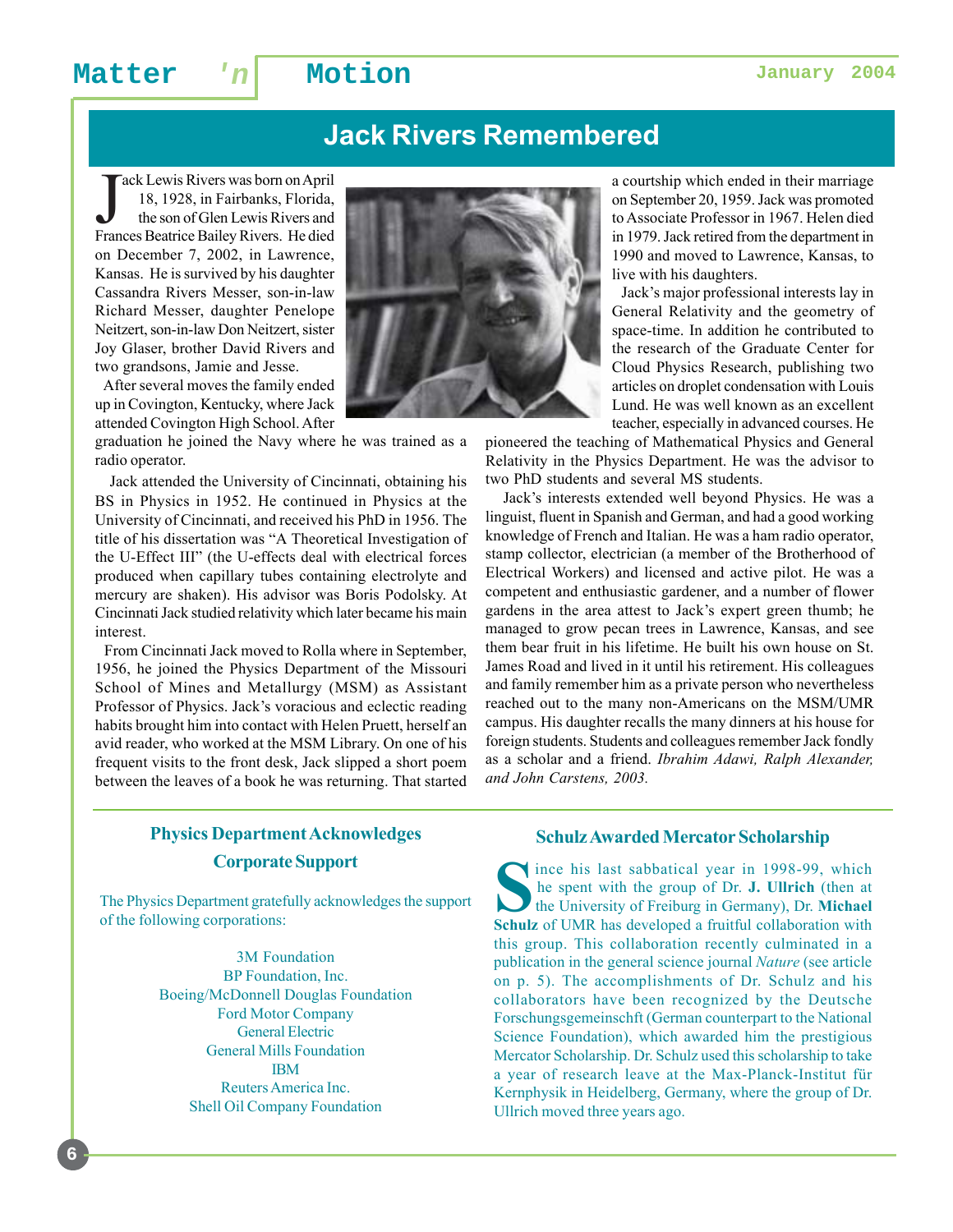# Jack Rivers Remembered

Jack Lewis Rivers was born on April 18, 1928, in Fairbanks, Florida, the son of Glen Lewis Rivers and Frances Beatrice Bailey Rivers. He died on December 7, 2002, in Lawrence, Kansas. He is survived by his daughter Cassandra Rivers Messer, son-in-law Richard Messer, daughter Penelope Neitzert, son-in-law Don Neitzert, sister Joy Glaser, brother David Rivers and two grandsons, Jamie and Jesse.

After several moves the family ended up in Covington, Kentucky, where Jack attended Covington High School. After graduation he joined the Navy where he was trained as a radio operator.

Jack attended the University of Cincinnati, obtaining his BS in Physics in 1952. He continued in Physics at the University of Cincinnati, and received his PhD in 1956. The title of his dissertation was "A Theoretical Investigation of the U-Effect III" (the U-effects deal with electrical forces produced when capillary tubes containing electrolyte and mercury are shaken). His advisor was Boris Podolsky. At Cincinnati Jack studied relativity which later became his main interest.

From Cincinnati Jack moved to Rolla where in September, 1956, he joined the Physics Department of the Missouri School of Mines and Metallurgy (MSM) as Assistant Professor of Physics. Jack's voracious and eclectic reading habits brought him into contact with Helen Pruett, herself an avid reader, who worked at the MSM Library. On one of his frequent visits to the front desk, Jack slipped a short poem between the leaves of a book he was returning. That started a courtship which ended in their marriage on September 20, 1959. Jack was promoted to Associate Professor in 1967. Helen died in 1979. Jack retired from the department in 1990 and moved to Lawrence, Kansas, to live with his daughters.

Jack's major professional interests lay in General Relativity and the geometry of space-time. In addition he contributed to the research of the Graduate Center for Cloud Physics Research, publishing two articles on droplet condensation with Louis Lund. He was well known as an excellent teacher, especially in advanced courses. He pioneered the teaching of Mathematical Physics and General Relativity in the Physics Department. He was the advisor to two PhD students and several MS students.

Jack's interests extended well beyond Physics. He was a linguist, fluent in Spanish and German, and had a good working knowledge of French and Italian. He was a ham radio operator, stamp collector, electrician (a member of the Brotherhood of Electrical Workers) and licensed and active pilot. He was a competent and enthusiastic gardener, and a number of flower gardens in the area attest to Jack's expert green thumb; he managed to grow pecan trees in Lawrence, Kansas, and see them bear fruit in his lifetime. He built his own house on St. James Road and lived in it until his retirement. His colleagues and family remember him as a private person who nevertheless reached out to the many non-Americans on the MSM/UMR campus. His daughter recalls the many dinners at his house for foreign students. Students and colleagues remember Jack fondly as a scholar and a friend. *Ibrahim Adawi, Ralph Alexander, and John Carstens, 2003.*

## Physics Department Acknowledges Corporate Support

The Physics Department gratefully acknowledges the support of the following corporations:

3M Foundation
BP Foundation, Inc.
Boeing/McDonnell Douglas Foundation
Ford Motor Company
General Electric
General Mills Foundation
IBM
Reuters America Inc.
Shell Oil Company Foundation

## Schulz Awarded Mercator Scholarship

Since his last sabbatical year in 1998-99, which he spent with the group of Dr. **J. Ullrich** (then at the University of Freiburg in Germany), Dr. **Michael Schulz** of UMR has developed a fruitful collaboration with this group. This collaboration recently culminated in a publication in the general science journal *Nature* (see article on p. 5). The accomplishments of Dr. Schulz and his collaborators have been recognized by the Deutsche Forschungsgemeinschft (German counterpart to the National Science Foundation), which awarded him the prestigious Mercator Scholarship. Dr. Schulz used this scholarship to take a year of research leave at the Max-Planck-Institut für Kernphysik in Heidelberg, Germany, where the group of Dr. Ullrich moved three years ago.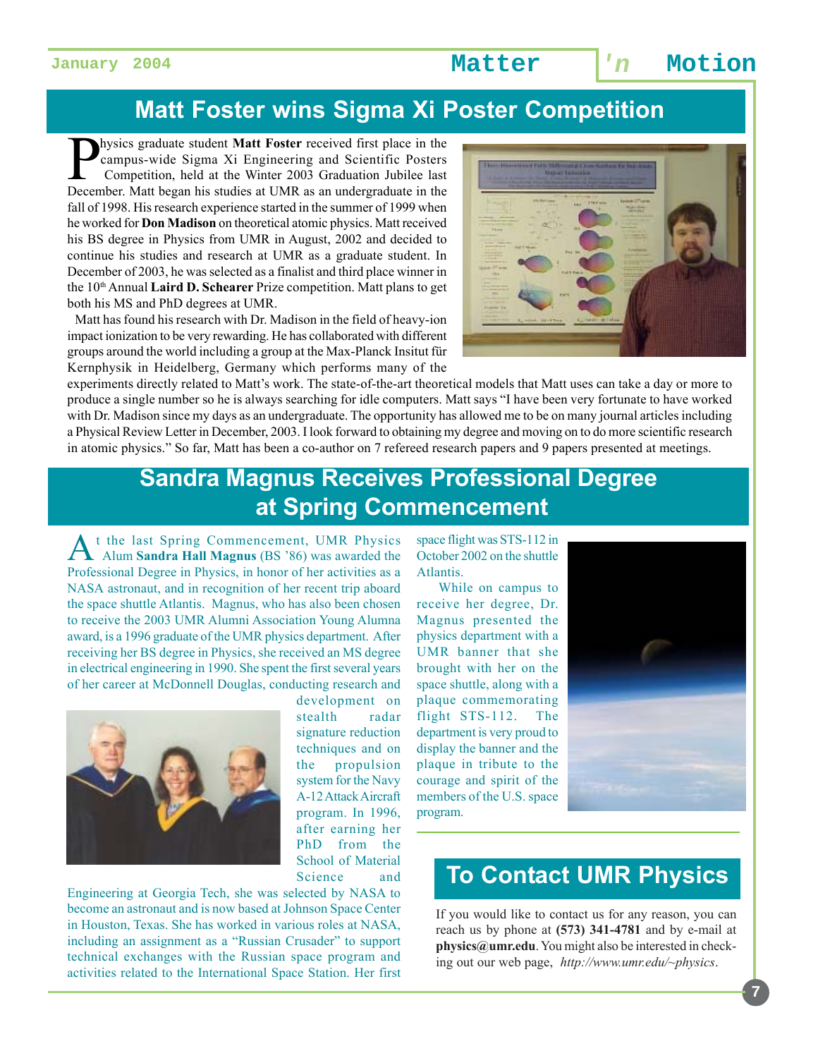## Matt Foster wins Sigma Xi Poster Competition

Physics graduate student **Matt Foster** received first place in the campus-wide Sigma Xi Engineering and Scientific Posters Competition, held at the Winter 2003 Graduation Jubilee last December. Matt began his studies at UMR as an undergraduate in the fall of 1998. His research experience started in the summer of 1999 when he worked for **Don Madison** on theoretical atomic physics. Matt received his BS degree in Physics from UMR in August, 2002 and decided to continue his studies and research at UMR as a graduate student. In December of 2003, he was selected as a finalist and third place winner in the 10th Annual **Laird D. Schearer** Prize competition. Matt plans to get both his MS and PhD degrees at UMR.

Matt has found his research with Dr. Madison in the field of heavy-ion impact ionization to be very rewarding. He has collaborated with different groups around the world including a group at the Max-Planck Insitut für Kernphysik in Heidelberg, Germany which performs many of the experiments directly related to Matt's work. The state-of-the-art theoretical models that Matt uses can take a day or more to produce a single number so he is always searching for idle computers. Matt says "I have been very fortunate to have worked with Dr. Madison since my days as an undergraduate. The opportunity has allowed me to be on many journal articles including a Physical Review Letter in December, 2003. I look forward to obtaining my degree and moving on to do more scientific research in atomic physics." So far, Matt has been a co-author on 7 refereed research papers and 9 papers presented at meetings.

## Sandra Magnus Receives Professional Degree at Spring Commencement

At the last Spring Commencement, UMR Physics Alum **Sandra Hall Magnus** (BS '86) was awarded the Professional Degree in Physics, in honor of her activities as a NASA astronaut, and in recognition of her recent trip aboard the space shuttle Atlantis. Magnus, who has also been chosen to receive the 2003 UMR Alumni Association Young Alumna award, is a 1996 graduate of the UMR physics department. After receiving her BS degree in Physics, she received an MS degree in electrical engineering in 1990. She spent the first several years of her career at McDonnell Douglas, conducting research and development on stealth radar signature reduction techniques and on the propulsion system for the Navy A-12 Attack Aircraft program. In 1996, after earning her PhD from the School of Material Science and Engineering at Georgia Tech, she was selected by NASA to become an astronaut and is now based at Johnson Space Center in Houston, Texas. She has worked in various roles at NASA, including an assignment as a "Russian Crusader" to support technical exchanges with the Russian space program and activities related to the International Space Station. Her first space flight was STS-112 in October 2002 on the shuttle Atlantis.

While on campus to receive her degree, Dr. Magnus presented the physics department with a UMR banner that she brought with her on the space shuttle, along with a plaque commemorating flight STS-112. The department is very proud to display the banner and the plaque in tribute to the courage and spirit of the members of the U.S. space program.

## To Contact UMR Physics

If you would like to contact us for any reason, you can reach us by phone at **(573) 341-4781** and by e-mail at **physics@umr.edu**. You might also be interested in checking out our web page, *http://www.umr.edu/~physics*.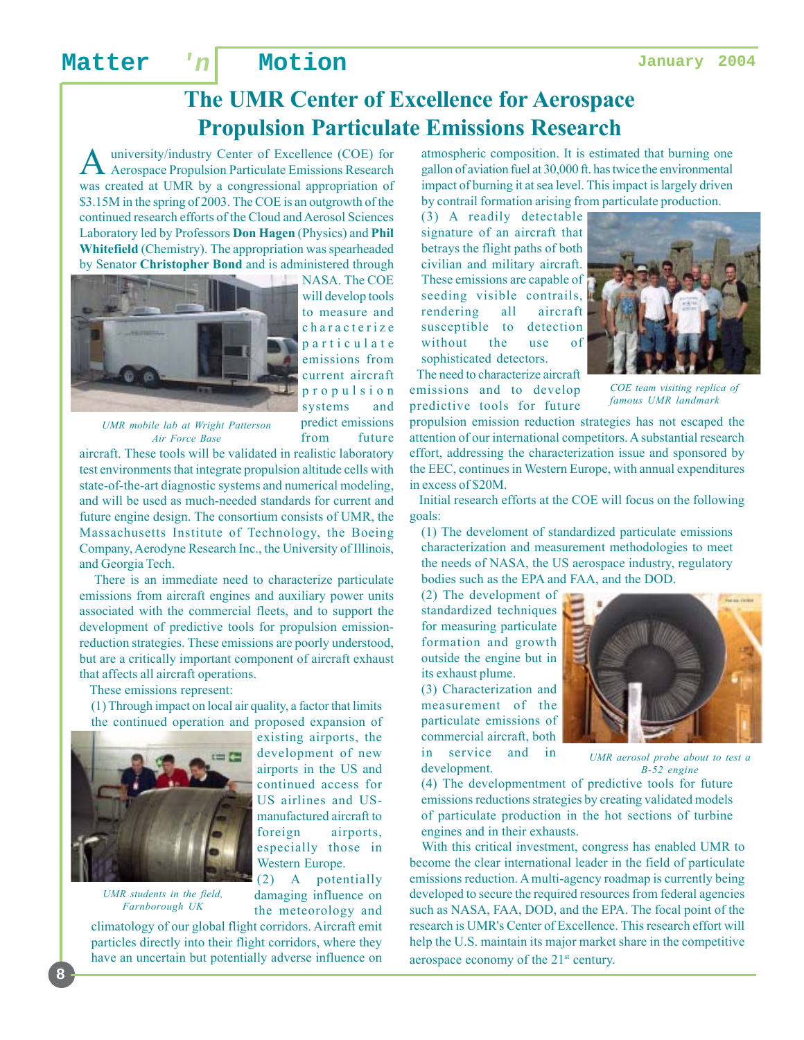# The UMR Center of Excellence for Aerospace Propulsion Particulate Emissions Research

A university/industry Center of Excellence (COE) for Aerospace Propulsion Particulate Emissions Research was created at UMR by a congressional appropriation of $3.15M in the spring of 2003. The COE is an outgrowth of the continued research efforts of the Cloud and Aerosol Sciences Laboratory led by Professors **Don Hagen** (Physics) and **Phil Whitefield** (Chemistry). The appropriation was spearheaded by Senator **Christopher Bond** and is administered through NASA. The COE will develop tools to measure and characterize particulate emissions from current aircraft propulsion systems and predict emissions from future aircraft. These tools will be validated in realistic laboratory test environments that integrate propulsion altitude cells with state-of-the-art diagnostic systems and numerical modeling, and will be used as much-needed standards for current and future engine design. The consortium consists of UMR, the Massachusetts Institute of Technology, the Boeing Company, Aerodyne Research Inc., the University of Illinois, and Georgia Tech.

*UMR mobile lab at Wright Patterson Air Force Base*

There is an immediate need to characterize particulate emissions from aircraft engines and auxiliary power units associated with the commercial fleets, and to support the development of predictive tools for propulsion emission-reduction strategies. These emissions are poorly understood, but are a critically important component of aircraft exhaust that affects all aircraft operations.

These emissions represent:

(1) Through impact on local air quality, a factor that limits the continued operation and proposed expansion of existing airports, the development of new airports in the US and continued access for US airlines and US-manufactured aircraft to foreign airports, especially those in Western Europe.

*UMR students in the field, Farnborough UK*

(2) A potentially damaging influence on the meteorology and climatology of our global flight corridors. Aircraft emit particles directly into their flight corridors, where they have an uncertain but potentially adverse influence on atmospheric composition. It is estimated that burning one gallon of aviation fuel at 30,000 ft. has twice the environmental impact of burning it at sea level. This impact is largely driven by contrail formation arising from particulate production.

(3) A readily detectable signature of an aircraft that betrays the flight paths of both civilian and military aircraft. These emissions are capable of seeding visible contrails, rendering all aircraft susceptible to detection without the use of sophisticated detectors.

*COE team visiting replica of famous UMR landmark*

The need to characterize aircraft emissions and to develop predictive tools for future propulsion emission reduction strategies has not escaped the attention of our international competitors. A substantial research effort, addressing the characterization issue and sponsored by the EEC, continues in Western Europe, with annual expenditures in excess of $20M.

Initial research efforts at the COE will focus on the following goals:

(1) The develoment of standardized particulate emissions characterization and measurement methodologies to meet the needs of NASA, the US aerospace industry, regulatory bodies such as the EPA and FAA, and the DOD.

(2) The development of standardized techniques for measuring particulate formation and growth outside the engine but in its exhaust plume.

(3) Characterization and measurement of the particulate emissions of commercial aircraft, both in service and in development.

*UMR aerosol probe about to test a B-52 engine*

(4) The developmentment of predictive tools for future emissions reductions strategies by creating validated models of particulate production in the hot sections of turbine engines and in their exhausts.

With this critical investment, congress has enabled UMR to become the clear international leader in the field of particulate emissions reduction. A multi-agency roadmap is currently being developed to secure the required resources from federal agencies such as NASA, FAA, DOD, and the EPA. The focal point of the research is UMR's Center of Excellence. This research effort will help the U.S. maintain its major market share in the competitive aerospace economy of the 21st century.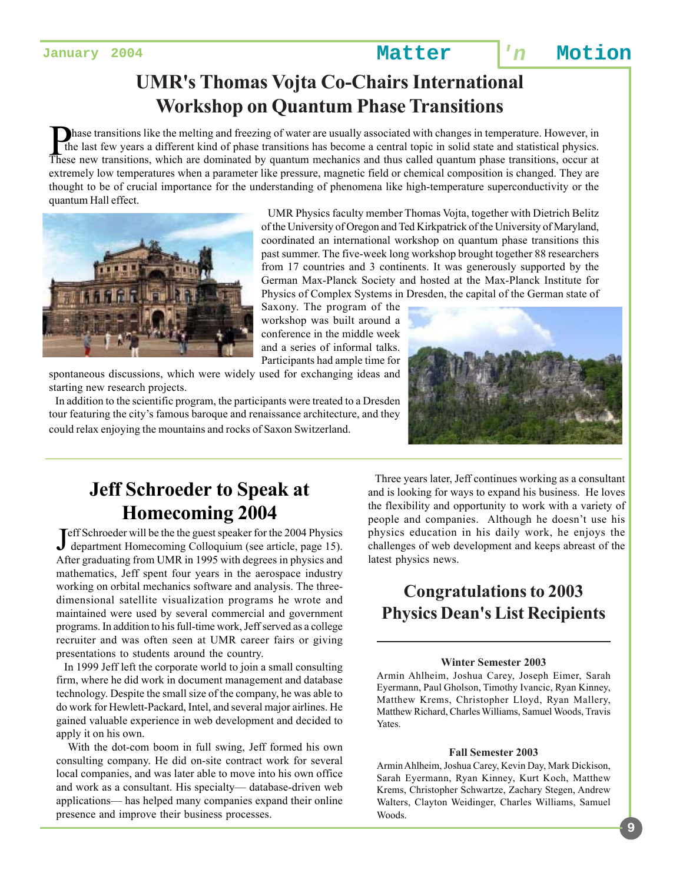# UMR's Thomas Vojta Co-Chairs International Workshop on Quantum Phase Transitions

Phase transitions like the melting and freezing of water are usually associated with changes in temperature. However, in the last few years a different kind of phase transitions has become a central topic in solid state and statistical physics. These new transitions, which are dominated by quantum mechanics and thus called quantum phase transitions, occur at extremely low temperatures when a parameter like pressure, magnetic field or chemical composition is changed. They are thought to be of crucial importance for the understanding of phenomena like high-temperature superconductivity or the quantum Hall effect.

UMR Physics faculty member Thomas Vojta, together with Dietrich Belitz of the University of Oregon and Ted Kirkpatrick of the University of Maryland, coordinated an international workshop on quantum phase transitions this past summer. The five-week long workshop brought together 88 researchers from 17 countries and 3 continents. It was generously supported by the German Max-Planck Society and hosted at the Max-Planck Institute for Physics of Complex Systems in Dresden, the capital of the German state of Saxony. The program of the workshop was built around a conference in the middle week and a series of informal talks. Participants had ample time for spontaneous discussions, which were widely used for exchanging ideas and starting new research projects.

In addition to the scientific program, the participants were treated to a Dresden tour featuring the city's famous baroque and renaissance architecture, and they could relax enjoying the mountains and rocks of Saxon Switzerland.

## Jeff Schroeder to Speak at Homecoming 2004

Jeff Schroeder will be the the guest speaker for the 2004 Physics department Homecoming Colloquium (see article, page 15). After graduating from UMR in 1995 with degrees in physics and mathematics, Jeff spent four years in the aerospace industry working on orbital mechanics software and analysis. The three-dimensional satellite visualization programs he wrote and maintained were used by several commercial and government programs. In addition to his full-time work, Jeff served as a college recruiter and was often seen at UMR career fairs or giving presentations to students around the country.

In 1999 Jeff left the corporate world to join a small consulting firm, where he did work in document management and database technology. Despite the small size of the company, he was able to do work for Hewlett-Packard, Intel, and several major airlines. He gained valuable experience in web development and decided to apply it on his own.

With the dot-com boom in full swing, Jeff formed his own consulting company. He did on-site contract work for several local companies, and was later able to move into his own office and work as a consultant. His specialty— database-driven web applications— has helped many companies expand their online presence and improve their business processes.

Three years later, Jeff continues working as a consultant and is looking for ways to expand his business. He loves the flexibility and opportunity to work with a variety of people and companies. Although he doesn't use his physics education in his daily work, he enjoys the challenges of web development and keeps abreast of the latest physics news.

## Congratulations to 2003 Physics Dean's List Recipients

**Winter Semester 2003**

Armin Ahlheim, Joshua Carey, Joseph Eimer, Sarah Eyermann, Paul Gholson, Timothy Ivancic, Ryan Kinney, Matthew Krems, Christopher Lloyd, Ryan Mallery, Matthew Richard, Charles Williams, Samuel Woods, Travis Yates.

**Fall Semester 2003**

Armin Ahlheim, Joshua Carey, Kevin Day, Mark Dickison, Sarah Eyermann, Ryan Kinney, Kurt Koch, Matthew Krems, Christopher Schwartze, Zachary Stegen, Andrew Walters, Clayton Weidinger, Charles Williams, Samuel Woods.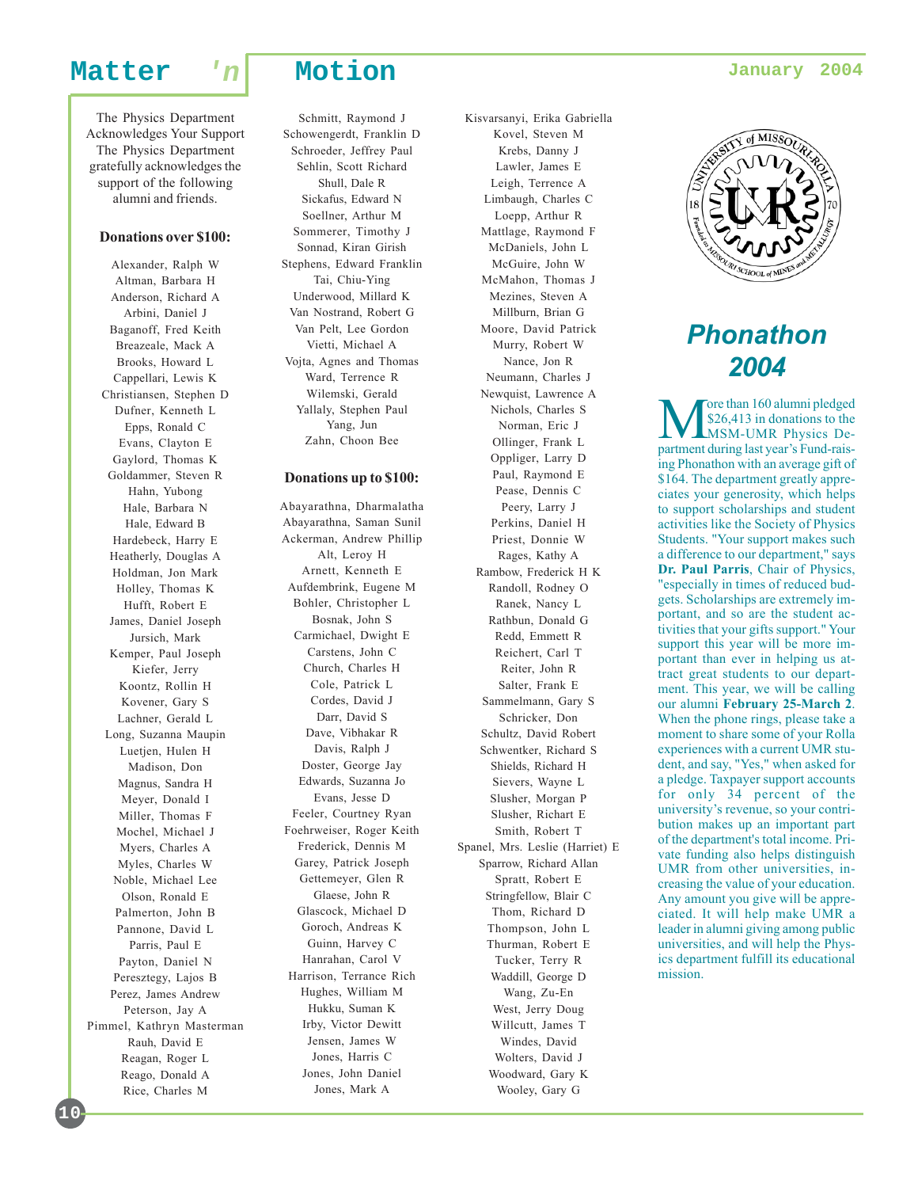## The Physics Department Acknowledges Your Support

The Physics Department gratefully acknowledges the support of the following alumni and friends.

### Donations over $100:

Alexander, Ralph W
Altman, Barbara H
Anderson, Richard A
Arbini, Daniel J
Baganoff, Fred Keith
Breazeale, Mack A
Brooks, Howard L
Cappellari, Lewis K
Christiansen, Stephen D
Dufner, Kenneth L
Epps, Ronald C
Evans, Clayton E
Gaylord, Thomas K
Goldammer, Steven R
Hahn, Yubong
Hale, Barbara N
Hale, Edward B
Hardebeck, Harry E
Heatherly, Douglas A
Holdman, Jon Mark
Holley, Thomas K
Hufft, Robert E
James, Daniel Joseph
Jursich, Mark
Kemper, Paul Joseph
Kiefer, Jerry
Koontz, Rollin H
Kovener, Gary S
Lachner, Gerald L
Long, Suzanna Maupin
Luetjen, Hulen H
Madison, Don
Magnus, Sandra H
Meyer, Donald I
Miller, Thomas F
Mochel, Michael J
Myers, Charles A
Myles, Charles W
Noble, Michael Lee
Olson, Ronald E
Palmerton, John B
Pannone, David L
Parris, Paul E
Payton, Daniel N
Peresztegy, Lajos B
Perez, James Andrew
Peterson, Jay A
Pimmel, Kathryn Masterman
Rauh, David E
Reagan, Roger L
Reago, Donald A
Rice, Charles M
Schmitt, Raymond J
Schowengerdt, Franklin D
Schroeder, Jeffrey Paul
Sehlin, Scott Richard
Shull, Dale R
Sickafus, Edward N
Soellner, Arthur M
Sommerer, Timothy J
Sonnad, Kiran Girish
Stephens, Edward Franklin
Tai, Chiu-Ying
Underwood, Millard K
Van Nostrand, Robert G
Van Pelt, Lee Gordon
Vietti, Michael A
Vojta, Agnes and Thomas
Ward, Terrence R
Wilemski, Gerald
Yallaly, Stephen Paul
Yang, Jun
Zahn, Choon Bee

### Donations up to $100:

Abayarathna, Dharmalatha
Abayarathna, Saman Sunil
Ackerman, Andrew Phillip
Alt, Leroy H
Arnett, Kenneth E
Aufdembrink, Eugene M
Bohler, Christopher L
Bosnak, John S
Carmichael, Dwight E
Carstens, John C
Church, Charles H
Cole, Patrick L
Cordes, David J
Darr, David S
Dave, Vibhakar R
Davis, Ralph J
Doster, George Jay
Edwards, Suzanna Jo
Evans, Jesse D
Feeler, Courtney Ryan
Foehrweiser, Roger Keith
Frederick, Dennis M
Garey, Patrick Joseph
Gettemeyer, Glen R
Glaese, John R
Glascock, Michael D
Goroch, Andreas K
Guinn, Harvey C
Hanrahan, Carol V
Harrison, Terrance Rich
Hughes, William M
Hukku, Suman K
Irby, Victor Dewitt
Jensen, James W
Jones, Harris C
Jones, John Daniel
Jones, Mark A
Kisvarsanyi, Erika Gabriella
Kovel, Steven M
Krebs, Danny J
Lawler, James E
Leigh, Terrence A
Limbaugh, Charles C
Loepp, Arthur R
Mattlage, Raymond F
McDaniels, John L
McGuire, John W
McMahon, Thomas J
Mezines, Steven A
Millburn, Brian G
Moore, David Patrick
Murry, Robert W
Nance, Jon R
Neumann, Charles J
Newquist, Lawrence A
Nichols, Charles S
Norman, Eric J
Ollinger, Frank L
Oppliger, Larry D
Paul, Raymond E
Pease, Dennis C
Peery, Larry J
Perkins, Daniel H
Priest, Donnie W
Rages, Kathy A
Rambow, Frederick H K
Randoll, Rodney O
Ranek, Nancy L
Rathbun, Donald G
Redd, Emmett R
Reichert, Carl T
Reiter, John R
Salter, Frank E
Sammelmann, Gary S
Schricker, Don
Schultz, David Robert
Schwentker, Richard S
Shields, Richard H
Sievers, Wayne L
Slusher, Morgan P
Slusher, Richart E
Smith, Robert T
Spanel, Mrs. Leslie (Harriet) E
Sparrow, Richard Allan
Spratt, Robert E
Stringfellow, Blair C
Thom, Richard D
Thompson, John L
Thurman, Robert E
Tucker, Terry R
Waddill, George D
Wang, Zu-En
West, Jerry Doug
Willcutt, James T
Windes, David
Wolters, David J
Woodward, Gary K
Wooley, Gary G

## Phonathon 2004

More than 160 alumni pledged $26,413 in donations to the MSM-UMR Physics Department during last year's Fund-raising Phonathon with an average gift of $164. The department greatly appreciates your generosity, which helps to support scholarships and student activities like the Society of Physics Students. "Your support makes such a difference to our department," says **Dr. Paul Parris**, Chair of Physics, "especially in times of reduced budgets. Scholarships are extremely important, and so are the student activities that your gifts support." Your support this year will be more important than ever in helping us attract great students to our department. This year, we will be calling our alumni **February 25-March 2**. When the phone rings, please take a moment to share some of your Rolla experiences with a current UMR student, and say, "Yes," when asked for a pledge. Taxpayer support accounts for only 34 percent of the university's revenue, so your contribution makes up an important part of the department's total income. Private funding also helps distinguish UMR from other universities, increasing the value of your education. Any amount you give will be appreciated. It will help make UMR a leader in alumni giving among public universities, and will help the Physics department fulfill its educational mission.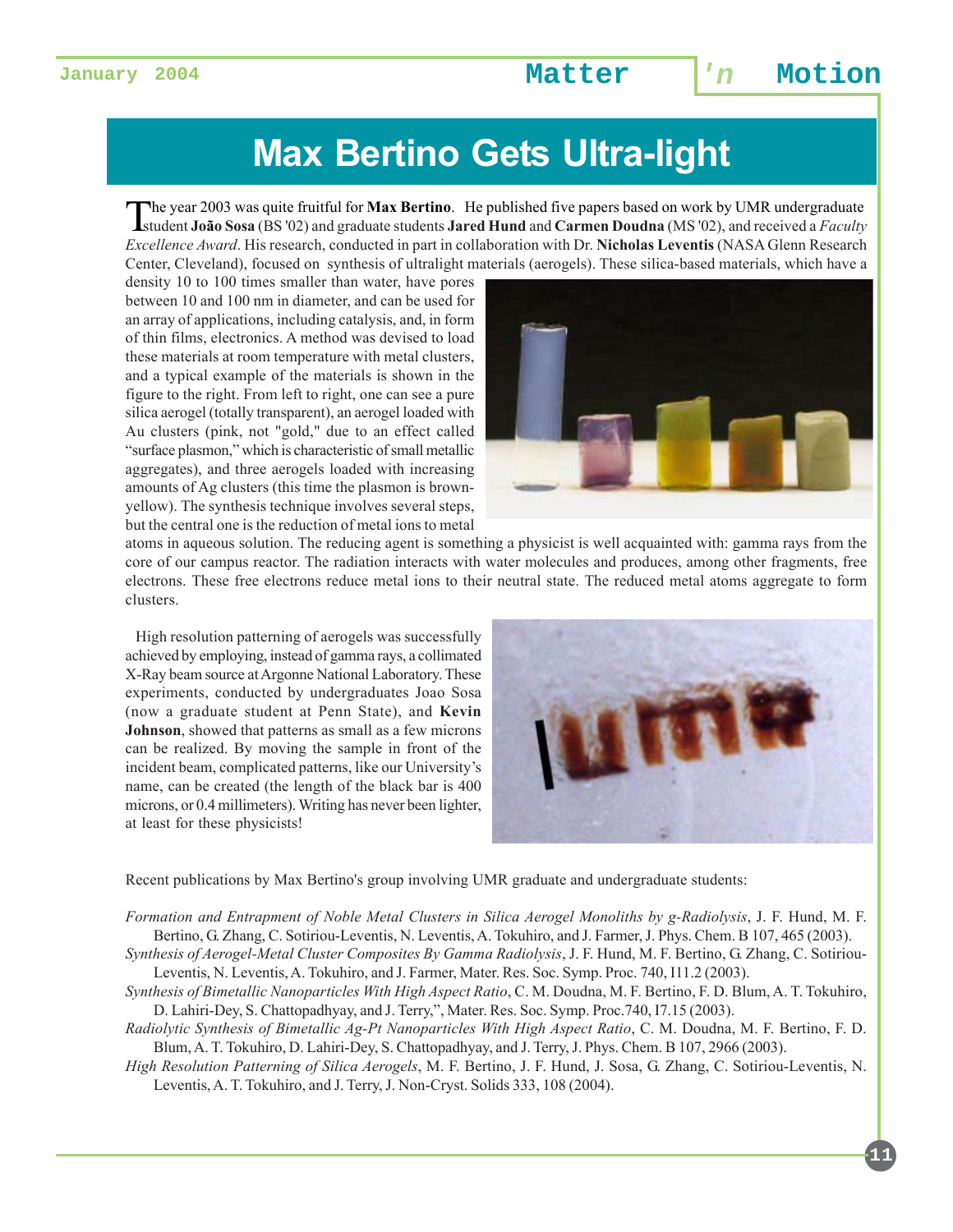# Max Bertino Gets Ultra-light

The year 2003 was quite fruitful for **Max Bertino**. He published five papers based on work by UMR undergraduate student **João Sosa** (BS '02) and graduate students **Jared Hund** and **Carmen Doudna** (MS '02), and received a *Faculty Excellence Award*. His research, conducted in part in collaboration with Dr. **Nicholas Leventis** (NASA Glenn Research Center, Cleveland), focused on synthesis of ultralight materials (aerogels). These silica-based materials, which have a density 10 to 100 times smaller than water, have pores between 10 and 100 nm in diameter, and can be used for an array of applications, including catalysis, and, in form of thin films, electronics. A method was devised to load these materials at room temperature with metal clusters, and a typical example of the materials is shown in the figure to the right. From left to right, one can see a pure silica aerogel (totally transparent), an aerogel loaded with Au clusters (pink, not "gold," due to an effect called "surface plasmon," which is characteristic of small metallic aggregates), and three aerogels loaded with increasing amounts of Ag clusters (this time the plasmon is brown-yellow). The synthesis technique involves several steps, but the central one is the reduction of metal ions to metal atoms in aqueous solution. The reducing agent is something a physicist is well acquainted with: gamma rays from the core of our campus reactor. The radiation interacts with water molecules and produces, among other fragments, free electrons. These free electrons reduce metal ions to their neutral state. The reduced metal atoms aggregate to form clusters.

High resolution patterning of aerogels was successfully achieved by employing, instead of gamma rays, a collimated X-Ray beam source at Argonne National Laboratory. These experiments, conducted by undergraduates Joao Sosa (now a graduate student at Penn State), and **Kevin Johnson**, showed that patterns as small as a few microns can be realized. By moving the sample in front of the incident beam, complicated patterns, like our University's name, can be created (the length of the black bar is 400 microns, or 0.4 millimeters). Writing has never been lighter, at least for these physicists!

Recent publications by Max Bertino's group involving UMR graduate and undergraduate students:

*Formation and Entrapment of Noble Metal Clusters in Silica Aerogel Monoliths by g-Radiolysis*, J. F. Hund, M. F. Bertino, G. Zhang, C. Sotiriou-Leventis, N. Leventis, A. Tokuhiro, and J. Farmer, J. Phys. Chem. B 107, 465 (2003).

*Synthesis of Aerogel-Metal Cluster Composites By Gamma Radiolysis*, J. F. Hund, M. F. Bertino, G. Zhang, C. Sotiriou-Leventis, N. Leventis, A. Tokuhiro, and J. Farmer, Mater. Res. Soc. Symp. Proc. 740, I11.2 (2003).

*Synthesis of Bimetallic Nanoparticles With High Aspect Ratio*, C. M. Doudna, M. F. Bertino, F. D. Blum, A. T. Tokuhiro, D. Lahiri-Dey, S. Chattopadhyay, and J. Terry,", Mater. Res. Soc. Symp. Proc.740, I7.15 (2003).

*Radiolytic Synthesis of Bimetallic Ag-Pt Nanoparticles With High Aspect Ratio*, C. M. Doudna, M. F. Bertino, F. D. Blum, A. T. Tokuhiro, D. Lahiri-Dey, S. Chattopadhyay, and J. Terry, J. Phys. Chem. B 107, 2966 (2003).

*High Resolution Patterning of Silica Aerogels*, M. F. Bertino, J. F. Hund, J. Sosa, G. Zhang, C. Sotiriou-Leventis, N. Leventis, A. T. Tokuhiro, and J. Terry, J. Non-Cryst. Solids 333, 108 (2004).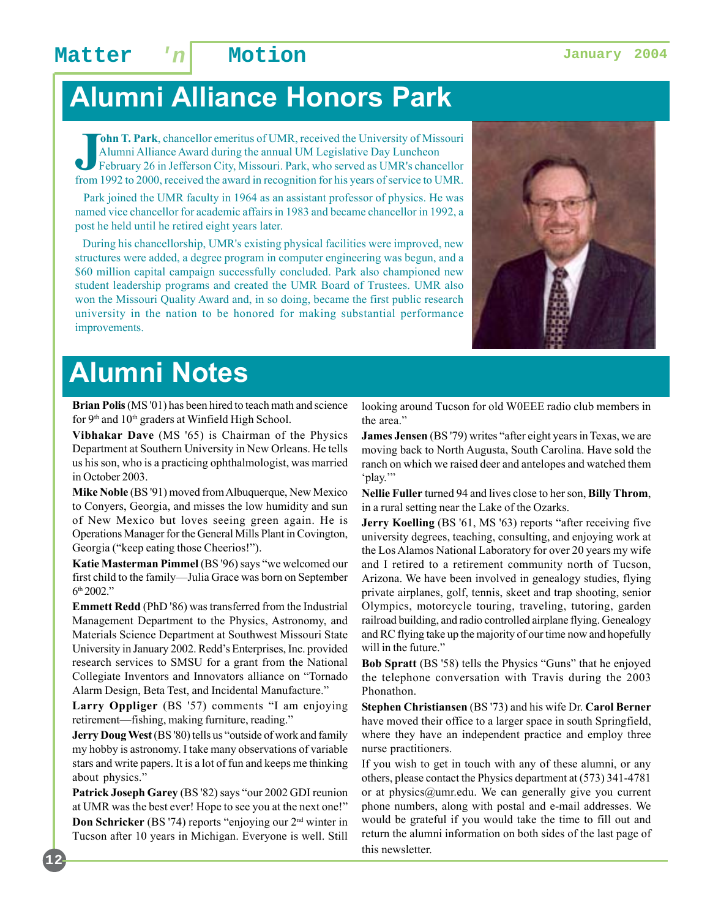# Alumni Alliance Honors Park

**John T. Park**, chancellor emeritus of UMR, received the University of Missouri Alumni Alliance Award during the annual UM Legislative Day Luncheon February 26 in Jefferson City, Missouri. Park, who served as UMR's chancellor from 1992 to 2000, received the award in recognition for his years of service to UMR.

Park joined the UMR faculty in 1964 as an assistant professor of physics. He was named vice chancellor for academic affairs in 1983 and became chancellor in 1992, a post he held until he retired eight years later.

During his chancellorship, UMR's existing physical facilities were improved, new structures were added, a degree program in computer engineering was begun, and a $60 million capital campaign successfully concluded. Park also championed new student leadership programs and created the UMR Board of Trustees. UMR also won the Missouri Quality Award and, in so doing, became the first public research university in the nation to be honored for making substantial performance improvements.

# Alumni Notes

**Brian Polis** (MS '01) has been hired to teach math and science for 9th and 10th graders at Winfield High School.

**Vibhakar Dave** (MS '65) is Chairman of the Physics Department at Southern University in New Orleans. He tells us his son, who is a practicing ophthalmologist, was married in October 2003.

**Mike Noble** (BS '91) moved from Albuquerque, New Mexico to Conyers, Georgia, and misses the low humidity and sun of New Mexico but loves seeing green again. He is Operations Manager for the General Mills Plant in Covington, Georgia ("keep eating those Cheerios!").

**Katie Masterman Pimmel** (BS '96) says "we welcomed our first child to the family—Julia Grace was born on September 6th 2002."

**Emmett Redd** (PhD '86) was transferred from the Industrial Management Department to the Physics, Astronomy, and Materials Science Department at Southwest Missouri State University in January 2002. Redd's Enterprises, Inc. provided research services to SMSU for a grant from the National Collegiate Inventors and Innovators alliance on "Tornado Alarm Design, Beta Test, and Incidental Manufacture."

**Larry Oppliger** (BS '57) comments "I am enjoying retirement—fishing, making furniture, reading."

**Jerry Doug West** (BS '80) tells us "outside of work and family my hobby is astronomy. I take many observations of variable stars and write papers. It is a lot of fun and keeps me thinking about physics."

**Patrick Joseph Garey** (BS '82) says "our 2002 GDI reunion at UMR was the best ever! Hope to see you at the next one!"

**Don Schricker** (BS '74) reports "enjoying our 2nd winter in Tucson after 10 years in Michigan. Everyone is well. Still looking around Tucson for old W0EEE radio club members in the area."

**James Jensen** (BS '79) writes "after eight years in Texas, we are moving back to North Augusta, South Carolina. Have sold the ranch on which we raised deer and antelopes and watched them 'play.'"

**Nellie Fuller** turned 94 and lives close to her son, **Billy Throm**, in a rural setting near the Lake of the Ozarks.

**Jerry Koelling** (BS '61, MS '63) reports "after receiving five university degrees, teaching, consulting, and enjoying work at the Los Alamos National Laboratory for over 20 years my wife and I retired to a retirement community north of Tucson, Arizona. We have been involved in genealogy studies, flying private airplanes, golf, tennis, skeet and trap shooting, senior Olympics, motorcycle touring, traveling, tutoring, garden railroad building, and radio controlled airplane flying. Genealogy and RC flying take up the majority of our time now and hopefully will in the future."

**Bob Spratt** (BS '58) tells the Physics "Guns" that he enjoyed the telephone conversation with Travis during the 2003 Phonathon.

**Stephen Christiansen** (BS '73) and his wife Dr. **Carol Berner** have moved their office to a larger space in south Springfield, where they have an independent practice and employ three nurse practitioners.

If you wish to get in touch with any of these alumni, or any others, please contact the Physics department at (573) 341-4781 or at physics@umr.edu. We can generally give you current phone numbers, along with postal and e-mail addresses. We would be grateful if you would take the time to fill out and return the alumni information on both sides of the last page of this newsletter.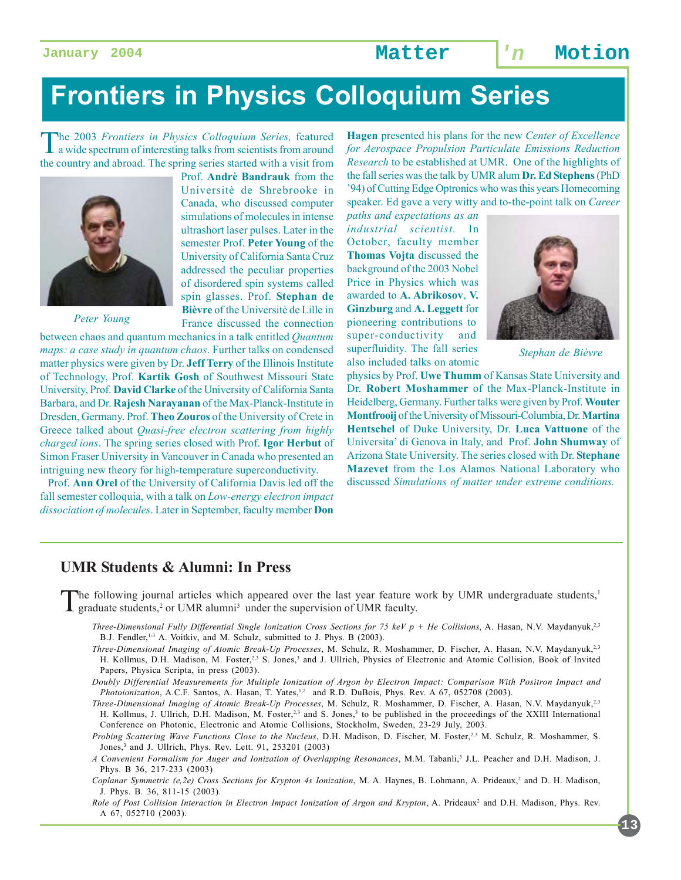# Frontiers in Physics Colloquium Series

The 2003 *Frontiers in Physics Colloquium Series,* featured a wide spectrum of interesting talks from scientists from around the country and abroad. The spring series started with a visit from Prof. **Andrè Bandrauk** from the Universitè de Shrebrooke in Canada, who discussed computer simulations of molecules in intense ultrashort laser pulses. Later in the semester Prof. **Peter Young** of the University of California Santa Cruz addressed the peculiar properties of disordered spin systems called spin glasses. Prof. **Stephan de Bièvre** of the Universitè de Lille in France discussed the connection between chaos and quantum mechanics in a talk entitled *Quantum maps: a case study in quantum chaos*. Further talks on condensed matter physics were given by Dr. **Jeff Terry** of the Illinois Institute of Technology, Prof. **Kartik Gosh** of Southwest Missouri State University, Prof. **David Clarke** of the University of California Santa Barbara, and Dr. **Rajesh Narayanan** of the Max-Planck-Institute in Dresden, Germany. Prof. **Theo Zouros** of the University of Crete in Greece talked about *Quasi-free electron scattering from highly charged ions*. The spring series closed with Prof. **Igor Herbut** of Simon Fraser University in Vancouver in Canada who presented an intriguing new theory for high-temperature superconductivity.

*Peter Young*

Prof. **Ann Orel** of the University of California Davis led off the fall semester colloquia, with a talk on *Low-energy electron impact dissociation of molecules*. Later in September, faculty member **Don Hagen** presented his plans for the new *Center of Excellence for Aerospace Propulsion Particulate Emissions Reduction Research* to be established at UMR. One of the highlights of the fall series was the talk by UMR alum **Dr. Ed Stephens** (PhD '94) of Cutting Edge Optronics who was this years Homecoming speaker. Ed gave a very witty and to-the-point talk on *Career paths and expectations as an industrial scientist.* In October, faculty member **Thomas Vojta** discussed the background of the 2003 Nobel Price in Physics which was awarded to **A. Abrikosov**, **V. Ginzburg** and **A. Leggett** for pioneering contributions to super-conductivity and superfluidity. The fall series also included talks on atomic physics by Prof. **Uwe Thumm** of Kansas State University and Dr. **Robert Moshammer** of the Max-Planck-Institute in Heidelberg, Germany. Further talks were given by Prof. **Wouter Montfrooij** of the University of Missouri-Columbia, Dr. **Martina Hentschel** of Duke University, Dr. **Luca Vattuone** of the Universita' di Genova in Italy, and Prof. **John Shumway** of Arizona State University. The series closed with Dr. **Stephane Mazevet** from the Los Alamos National Laboratory who discussed *Simulations of matter under extreme conditions.*

*Stephan de Bièvre*

## UMR Students & Alumni: In Press

The following journal articles which appeared over the last year feature work by UMR undergraduate students,[1] graduate students,[2] or UMR alumni[3] under the supervision of UMR faculty.

- *Three-Dimensional Fully Differential Single Ionization Cross Sections for 75 keV p + He Collisions*, A. Hasan, N.V. Maydanyuk,[2,3] B.J. Fendler,[1-3] A. Voitkiv, and M. Schulz, submitted to J. Phys. B (2003).
- *Three-Dimensional Imaging of Atomic Break-Up Processes*, M. Schulz, R. Moshammer, D. Fischer, A. Hasan, N.V. Maydanyuk,[2,3] H. Kollmus, D.H. Madison, M. Foster,[2,3] S. Jones,[3] and J. Ullrich, Physics of Electronic and Atomic Collision, Book of Invited Papers, Physica Scripta, in press (2003).
- *Doubly Differential Measurements for Multiple Ionization of Argon by Electron Impact: Comparison With Positron Impact and Photoionization*, A.C.F. Santos, A. Hasan, T. Yates,[1,2] and R.D. DuBois, Phys. Rev. A 67, 052708 (2003).
- *Three-Dimensional Imaging of Atomic Break-Up Processes*, M. Schulz, R. Moshammer, D. Fischer, A. Hasan, N.V. Maydanyuk,[2,3] H. Kollmus, J. Ullrich, D.H. Madison, M. Foster,[2,3] and S. Jones,[3] to be published in the proceedings of the XXIII International Conference on Photonic, Electronic and Atomic Collisions, Stockholm, Sweden, 23-29 July, 2003.
- *Probing Scattering Wave Functions Close to the Nucleus*, D.H. Madison, D. Fischer, M. Foster,[2,3] M. Schulz, R. Moshammer, S. Jones,[3] and J. Ullrich, Phys. Rev. Lett. 91, 253201 (2003)
- *A Convenient Formalism for Auger and Ionization of Overlapping Resonances*, M.M. Tabanli,[3] J.L. Peacher and D.H. Madison, J. Phys. B 36, 217-233 (2003)
- *Coplanar Symmetric (e,2e) Cross Sections for Krypton 4s Ionization*, M. A. Haynes, B. Lohmann, A. Prideaux,[2] and D. H. Madison, J. Phys. B. 36, 811-15 (2003).
- *Role of Post Collision Interaction in Electron Impact Ionization of Argon and Krypton*, A. Prideaux[2] and D.H. Madison, Phys. Rev. A 67, 052710 (2003).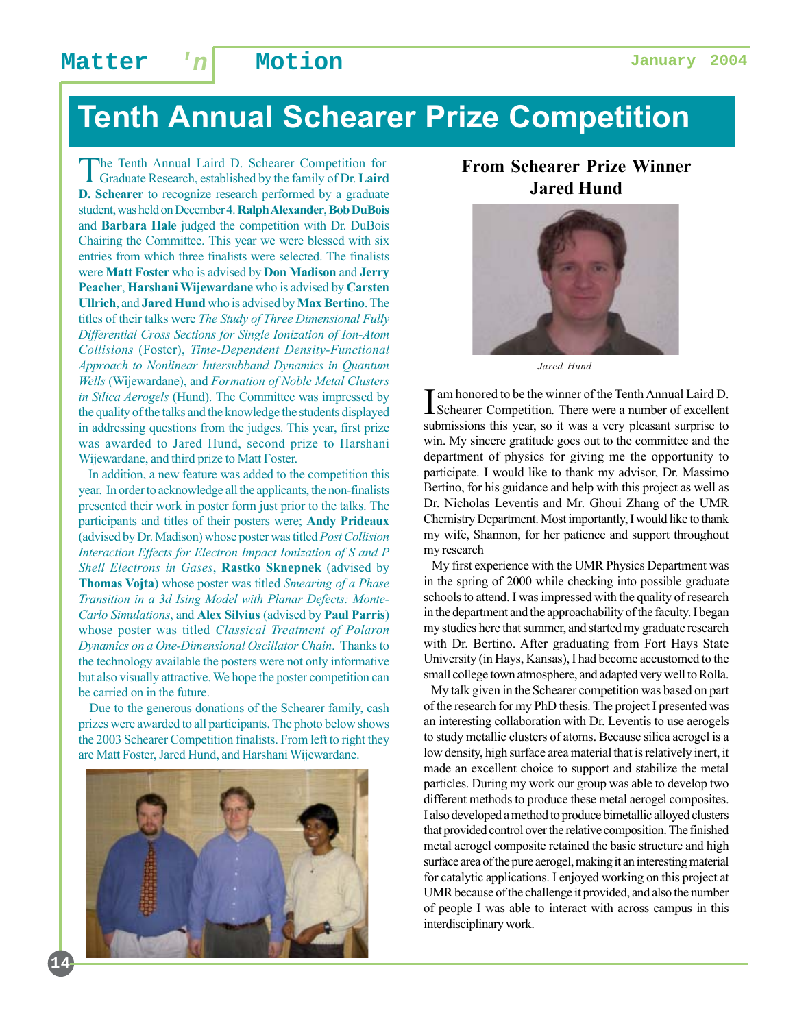# Tenth Annual Schearer Prize Competition

The Tenth Annual Laird D. Schearer Competition for Graduate Research, established by the family of Dr. **Laird D. Schearer** to recognize research performed by a graduate student, was held on December 4. **Ralph Alexander**, **Bob DuBois** and **Barbara Hale** judged the competition with Dr. DuBois Chairing the Committee. This year we were blessed with six entries from which three finalists were selected. The finalists were **Matt Foster** who is advised by **Don Madison** and **Jerry Peacher**, **Harshani Wijewardane** who is advised by **Carsten Ullrich**, and **Jared Hund** who is advised by **Max Bertino**. The titles of their talks were *The Study of Three Dimensional Fully Differential Cross Sections for Single Ionization of Ion-Atom Collisions* (Foster), *Time-Dependent Density-Functional Approach to Nonlinear Intersubband Dynamics in Quantum Wells* (Wijewardane), and *Formation of Noble Metal Clusters in Silica Aerogels* (Hund). The Committee was impressed by the quality of the talks and the knowledge the students displayed in addressing questions from the judges. This year, first prize was awarded to Jared Hund, second prize to Harshani Wijewardane, and third prize to Matt Foster.

In addition, a new feature was added to the competition this year. In order to acknowledge all the applicants, the non-finalists presented their work in poster form just prior to the talks. The participants and titles of their posters were; **Andy Prideaux** (advised by Dr. Madison) whose poster was titled *Post Collision Interaction Effects for Electron Impact Ionization of S and P Shell Electrons in Gases*, **Rastko Sknepnek** (advised by **Thomas Vojta**) whose poster was titled *Smearing of a Phase Transition in a 3d Ising Model with Planar Defects: Monte-Carlo Simulations*, and **Alex Silvius** (advised by **Paul Parris**) whose poster was titled *Classical Treatment of Polaron Dynamics on a One-Dimensional Oscillator Chain*. Thanks to the technology available the posters were not only informative but also visually attractive. We hope the poster competition can be carried on in the future.

Due to the generous donations of the Schearer family, cash prizes were awarded to all participants. The photo below shows the 2003 Schearer Competition finalists. From left to right they are Matt Foster, Jared Hund, and Harshani Wijewardane.

## From Schearer Prize Winner Jared Hund

*Jared Hund*

I am honored to be the winner of the Tenth Annual Laird D. Schearer Competition. There were a number of excellent submissions this year, so it was a very pleasant surprise to win. My sincere gratitude goes out to the committee and the department of physics for giving me the opportunity to participate. I would like to thank my advisor, Dr. Massimo Bertino, for his guidance and help with this project as well as Dr. Nicholas Leventis and Mr. Ghoui Zhang of the UMR Chemistry Department. Most importantly, I would like to thank my wife, Shannon, for her patience and support throughout my research

My first experience with the UMR Physics Department was in the spring of 2000 while checking into possible graduate schools to attend. I was impressed with the quality of research in the department and the approachability of the faculty. I began my studies here that summer, and started my graduate research with Dr. Bertino. After graduating from Fort Hays State University (in Hays, Kansas), I had become accustomed to the small college town atmosphere, and adapted very well to Rolla.

My talk given in the Schearer competition was based on part of the research for my PhD thesis. The project I presented was an interesting collaboration with Dr. Leventis to use aerogels to study metallic clusters of atoms. Because silica aerogel is a low density, high surface area material that is relatively inert, it made an excellent choice to support and stabilize the metal particles. During my work our group was able to develop two different methods to produce these metal aerogel composites. I also developed a method to produce bimetallic alloyed clusters that provided control over the relative composition. The finished metal aerogel composite retained the basic structure and high surface area of the pure aerogel, making it an interesting material for catalytic applications. I enjoyed working on this project at UMR because of the challenge it provided, and also the number of people I was able to interact with across campus in this interdisciplinary work.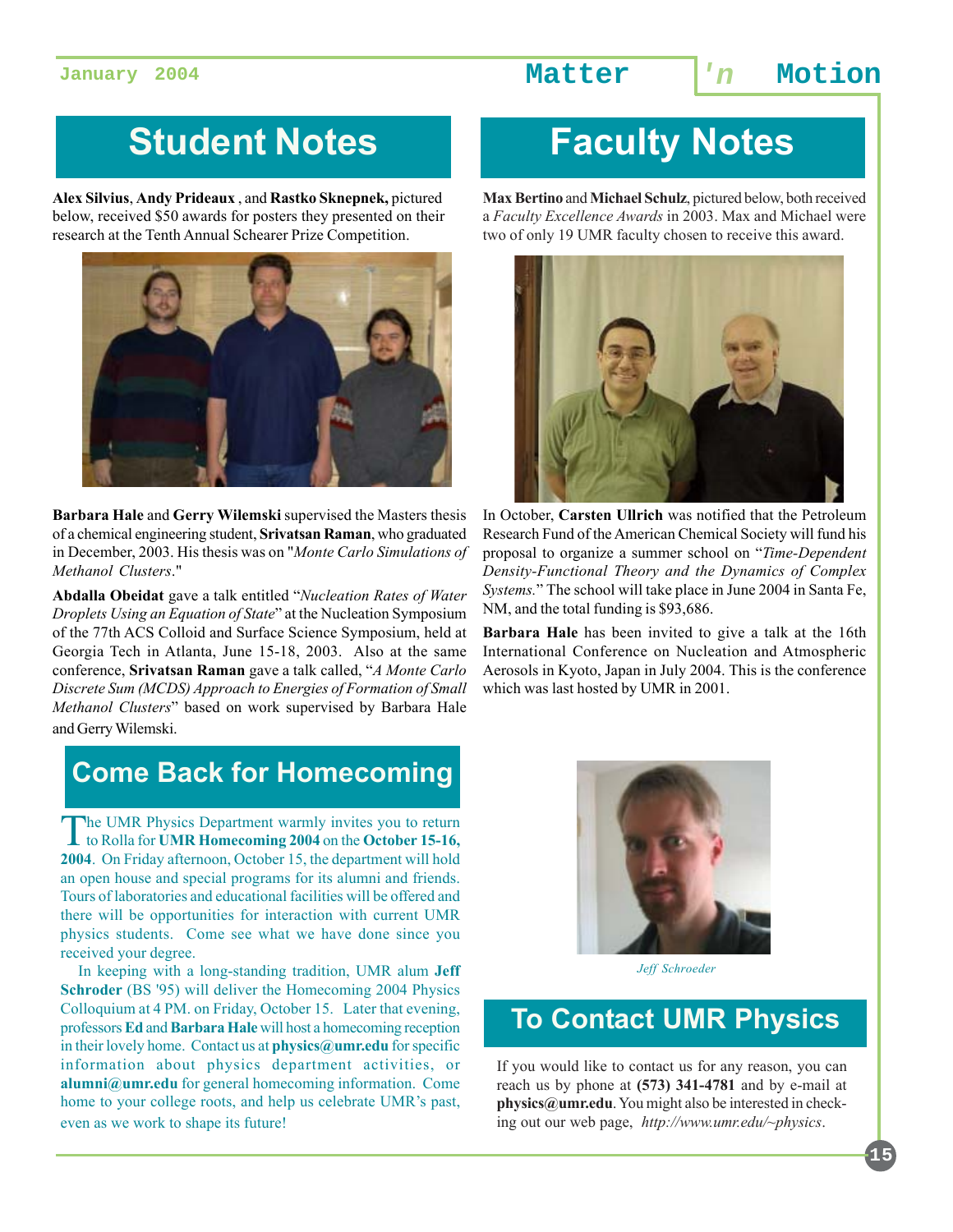## Student Notes

**Alex Silvius**, **Andy Prideaux** , and **Rastko Sknepnek,** pictured below, received $50 awards for posters they presented on their research at the Tenth Annual Schearer Prize Competition.

**Barbara Hale** and **Gerry Wilemski** supervised the Masters thesis of a chemical engineering student, **Srivatsan Raman**, who graduated in December, 2003. His thesis was on "*Monte Carlo Simulations of Methanol Clusters*."

**Abdalla Obeidat** gave a talk entitled "*Nucleation Rates of Water Droplets Using an Equation of State*" at the Nucleation Symposium of the 77th ACS Colloid and Surface Science Symposium, held at Georgia Tech in Atlanta, June 15-18, 2003. Also at the same conference, **Srivatsan Raman** gave a talk called, "*A Monte Carlo Discrete Sum (MCDS) Approach to Energies of Formation of Small Methanol Clusters*" based on work supervised by Barbara Hale and Gerry Wilemski.

## Come Back for Homecoming

The UMR Physics Department warmly invites you to return to Rolla for **UMR Homecoming 2004** on the **October 15-16, 2004**. On Friday afternoon, October 15, the department will hold an open house and special programs for its alumni and friends. Tours of laboratories and educational facilities will be offered and there will be opportunities for interaction with current UMR physics students. Come see what we have done since you received your degree.

In keeping with a long-standing tradition, UMR alum **Jeff Schroder** (BS '95) will deliver the Homecoming 2004 Physics Colloquium at 4 PM. on Friday, October 15. Later that evening, professors **Ed** and **Barbara Hale** will host a homecoming reception in their lovely home. Contact us at **physics@umr.edu** for specific information about physics department activities, or **alumni@umr.edu** for general homecoming information. Come home to your college roots, and help us celebrate UMR's past, even as we work to shape its future!

## Faculty Notes

**Max Bertino** and **Michael Schulz**, pictured below, both received a *Faculty Excellence Awards* in 2003. Max and Michael were two of only 19 UMR faculty chosen to receive this award.

In October, **Carsten Ullrich** was notified that the Petroleum Research Fund of the American Chemical Society will fund his proposal to organize a summer school on "*Time-Dependent Density-Functional Theory and the Dynamics of Complex Systems.*" The school will take place in June 2004 in Santa Fe, NM, and the total funding is $93,686.

**Barbara Hale** has been invited to give a talk at the 16th International Conference on Nucleation and Atmospheric Aerosols in Kyoto, Japan in July 2004. This is the conference which was last hosted by UMR in 2001.

*Jeff Schroeder*

## To Contact UMR Physics

If you would like to contact us for any reason, you can reach us by phone at **(573) 341-4781** and by e-mail at **physics@umr.edu**. You might also be interested in checking out our web page, *http://www.umr.edu/~physics*.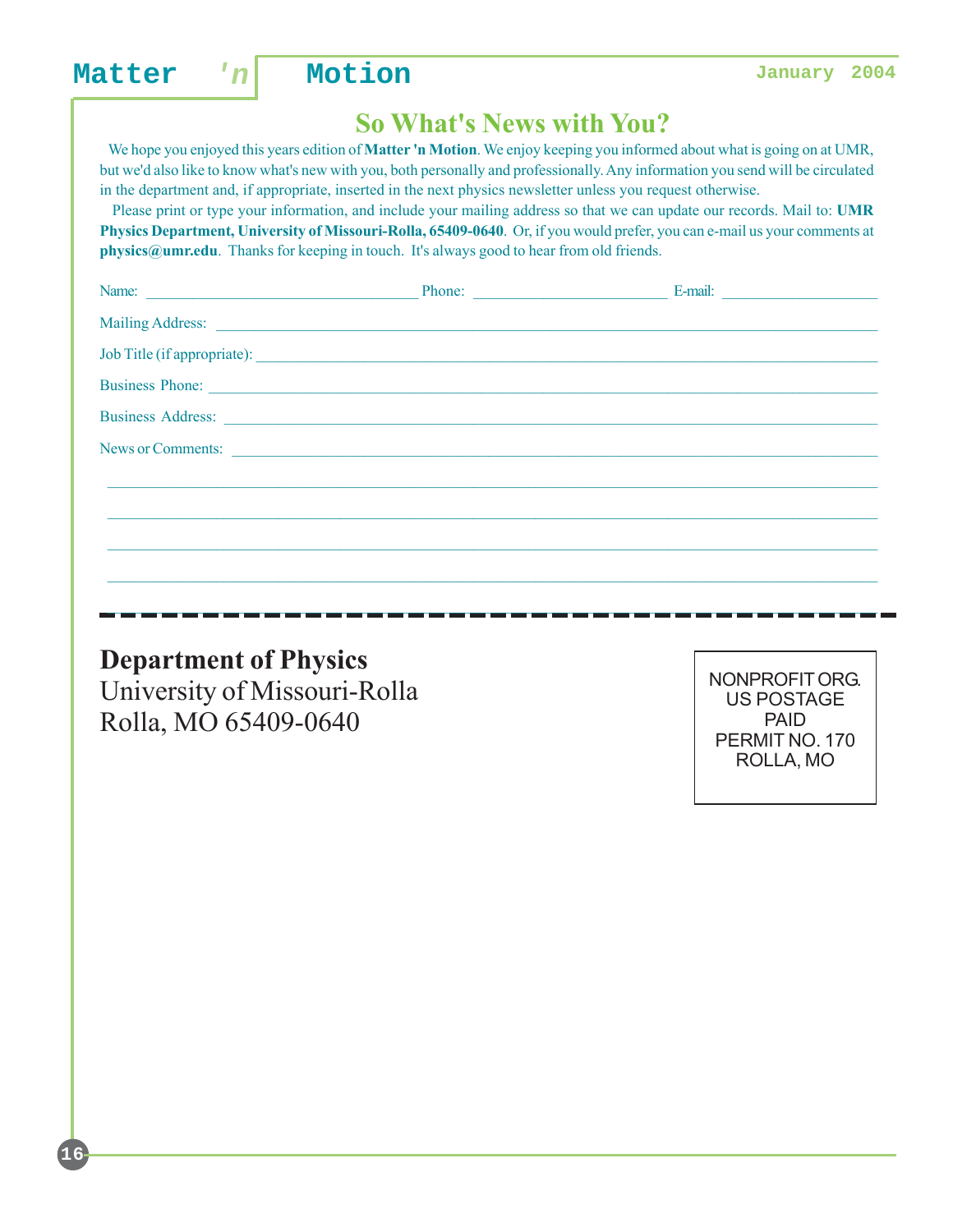## So What's News with You?

We hope you enjoyed this years edition of **Matter 'n Motion**. We enjoy keeping you informed about what is going on at UMR, but we'd also like to know what's new with you, both personally and professionally. Any information you send will be circulated in the department and, if appropriate, inserted in the next physics newsletter unless you request otherwise.

Please print or type your information, and include your mailing address so that we can update our records. Mail to: **UMR Physics Department, University of Missouri-Rolla, 65409-0640**. Or, if you would prefer, you can e-mail us your comments at **physics@umr.edu**. Thanks for keeping in touch. It's always good to hear from old friends.

Name: ______________________ Phone: ______________________ E-mail: ______________________

Mailing Address: ____________________________________________

Job Title (if appropriate): ____________________________________________

Business Phone: ____________________________________________

Business Address: ____________________________________________

News or Comments: ____________________________________________

____________________________________________

____________________________________________

____________________________________________

____________________________________________

---

**Department of Physics**
University of Missouri-Rolla
Rolla, MO 65409-0640

NONPROFIT ORG.
US POSTAGE
PAID
PERMIT NO. 170
ROLLA, MO